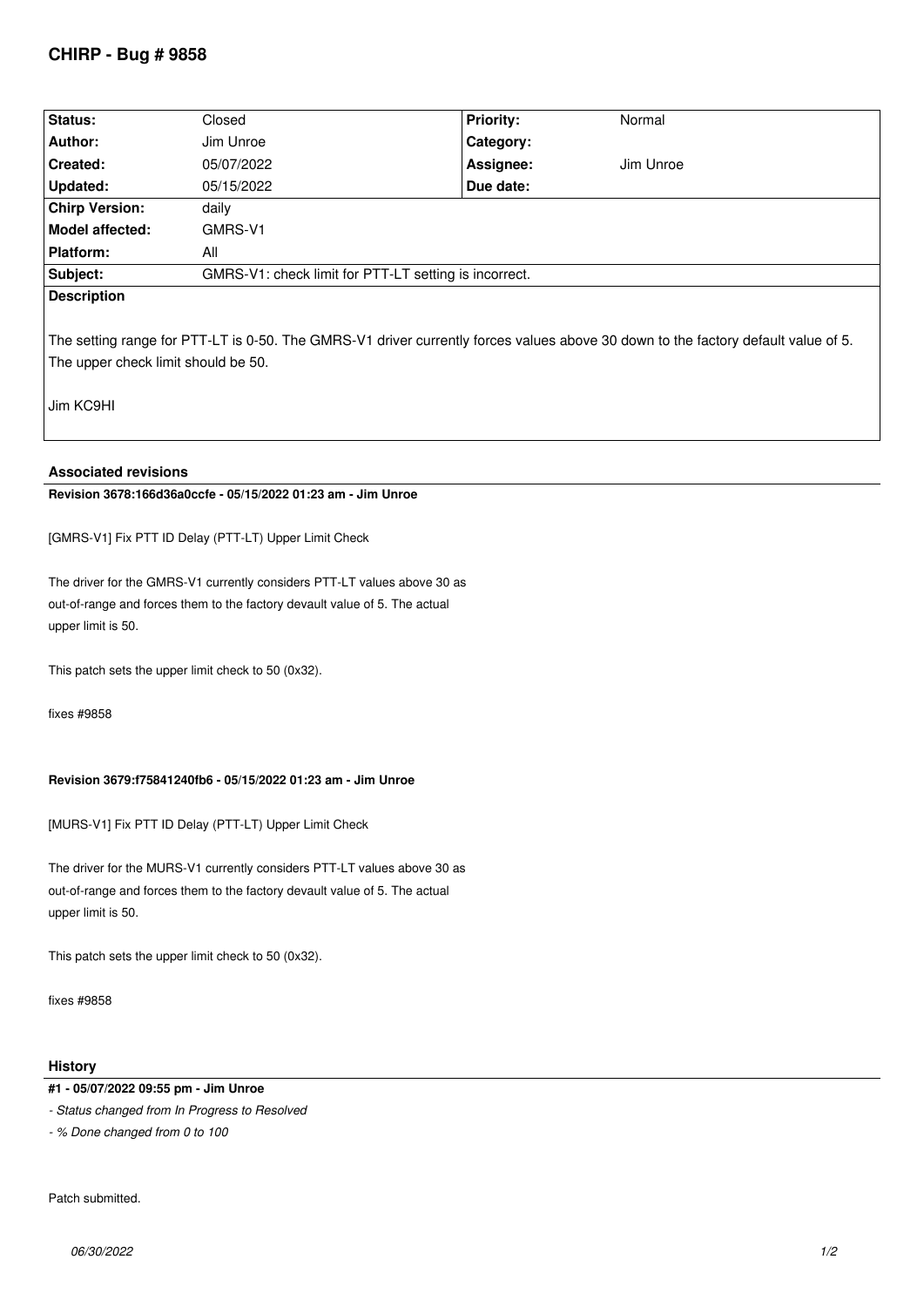# CHIRP - Bug # 9858

| Status: | Closed | Priority: | Normal |
| --- | --- | --- | --- |
| Author: | Jim Unroe | Category: | |
| Created: | 05/07/2022 | Assignee: | Jim Unroe |
| Updated: | 05/15/2022 | Due date: | |
| Chirp Version: | daily | | |
| Model affected: | GMRS-V1 | | |
| Platform: | All | | |
| Subject: | GMRS-V1: check limit for PTT-LT setting is incorrect. | | |

**Description**

The setting range for PTT-LT is 0-50. The GMRS-V1 driver currently forces values above 30 down to the factory default value of 5. The upper check limit should be 50.

Jim KC9HI

## Associated revisions

**Revision 3678:166d36a0ccfe - 05/15/2022 01:23 am - Jim Unroe**

[GMRS-V1] Fix PTT ID Delay (PTT-LT) Upper Limit Check

The driver for the GMRS-V1 currently considers PTT-LT values above 30 as out-of-range and forces them to the factory devault value of 5. The actual upper limit is 50.

This patch sets the upper limit check to 50 (0x32).

fixes #9858

**Revision 3679:f75841240fb6 - 05/15/2022 01:23 am - Jim Unroe**

[MURS-V1] Fix PTT ID Delay (PTT-LT) Upper Limit Check

The driver for the MURS-V1 currently considers PTT-LT values above 30 as out-of-range and forces them to the factory devault value of 5. The actual upper limit is 50.

This patch sets the upper limit check to 50 (0x32).

fixes #9858

## History

**#1 - 05/07/2022 09:55 pm - Jim Unroe**

- *Status changed from In Progress to Resolved*
- *% Done changed from 0 to 100*

Patch submitted.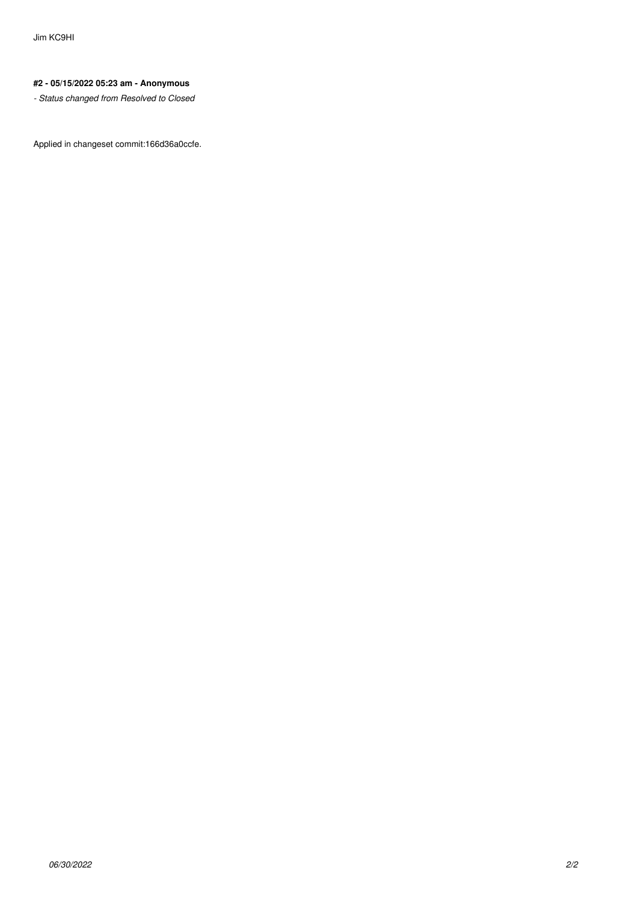Jim KC9HI

#### #2 - 05/15/2022 05:23 am - Anonymous

*- Status changed from Resolved to Closed*

Applied in changeset commit:166d36a0ccfe.